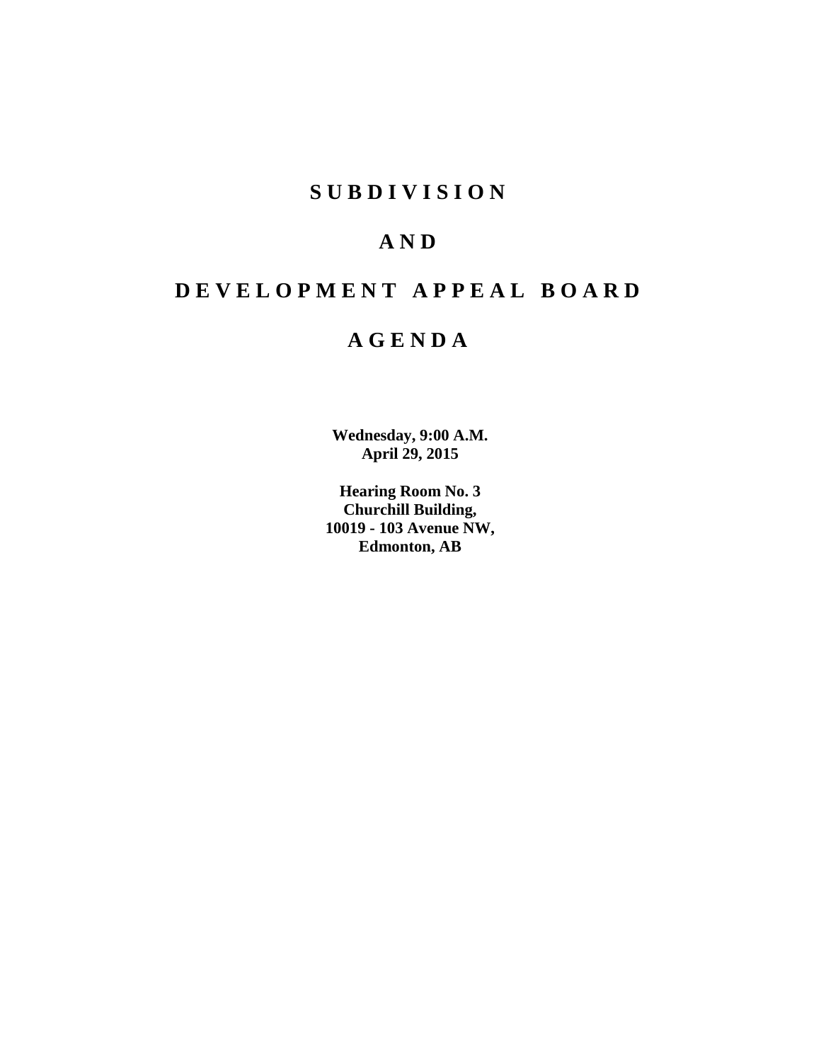# SUBDIVISION

# AND

# DEVELOPMENT APPEAL BOARD

# AGENDA

**Wednesday, 9:00 A.M.**
**April 29, 2015**

**Hearing Room No. 3**
**Churchill Building,**
**10019 - 103 Avenue NW,**
**Edmonton, AB**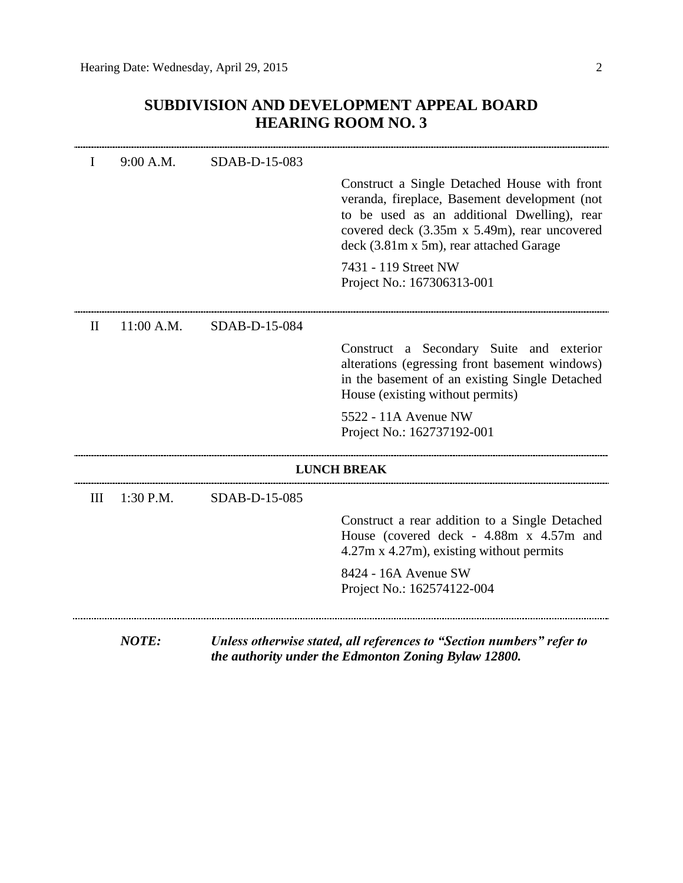# SUBDIVISION AND DEVELOPMENT APPEAL BOARD
## HEARING ROOM NO. 3

---

| | | | |
|---|---|---|---|
| I | 9:00 A.M. | SDAB-D-15-083 | |
| | | | Construct a Single Detached House with front veranda, fireplace, Basement development (not to be used as an additional Dwelling), rear covered deck (3.35m x 5.49m), rear uncovered deck (3.81m x 5m), rear attached Garage |
| | | | 7431 - 119 Street NW<br>Project No.: 167306313-001 |

---

| | | | |
|---|---|---|---|
| II | 11:00 A.M. | SDAB-D-15-084 | |
| | | | Construct a Secondary Suite and exterior alterations (egressing front basement windows) in the basement of an existing Single Detached House (existing without permits) |
| | | | 5522 - 11A Avenue NW<br>Project No.: 162737192-001 |

---

**LUNCH BREAK**

---

| | | | |
|---|---|---|---|
| III | 1:30 P.M. | SDAB-D-15-085 | |
| | | | Construct a rear addition to a Single Detached House (covered deck - 4.88m x 4.57m and 4.27m x 4.27m), existing without permits |
| | | | 8424 - 16A Avenue SW<br>Project No.: 162574122-004 |

---

***NOTE:*** ***Unless otherwise stated, all references to "Section numbers" refer to the authority under the Edmonton Zoning Bylaw 12800.***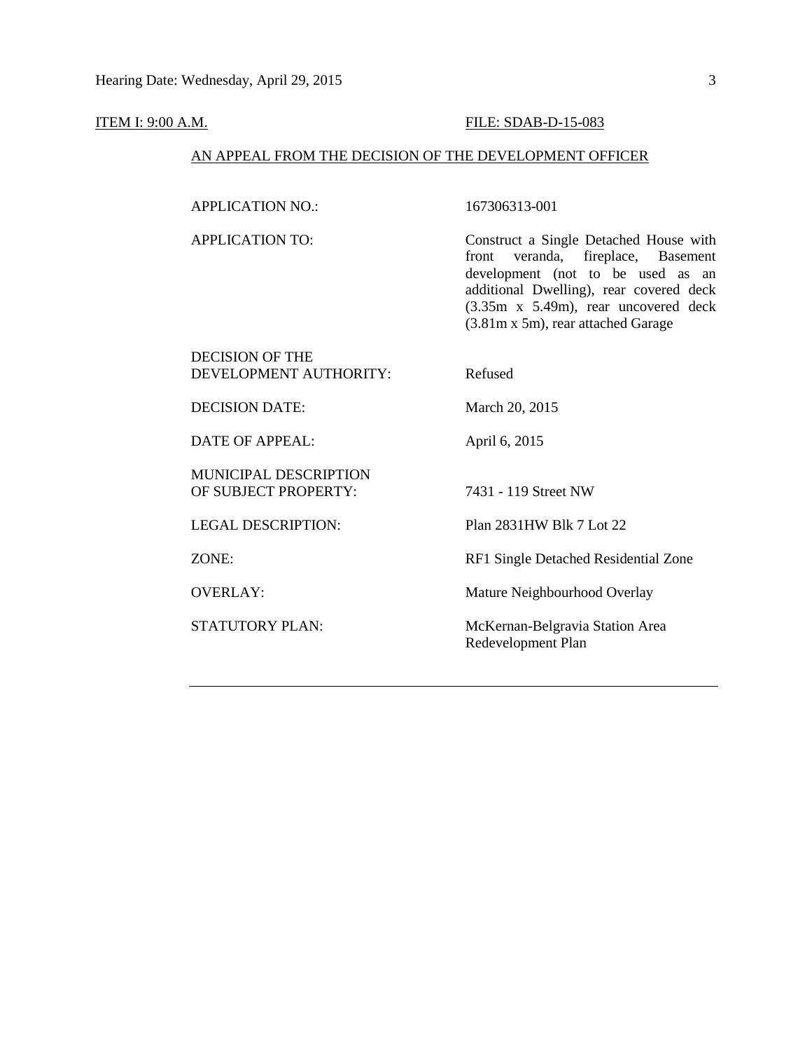ITEM I: 9:00 A.M. FILE: SDAB-D-15-083

AN APPEAL FROM THE DECISION OF THE DEVELOPMENT OFFICER

| | |
|---|---|
| APPLICATION NO.: | 167306313-001 |
| APPLICATION TO: | Construct a Single Detached House with front veranda, fireplace, Basement development (not to be used as an additional Dwelling), rear covered deck (3.35m x 5.49m), rear uncovered deck (3.81m x 5m), rear attached Garage |
| DECISION OF THE DEVELOPMENT AUTHORITY: | Refused |
| DECISION DATE: | March 20, 2015 |
| DATE OF APPEAL: | April 6, 2015 |
| MUNICIPAL DESCRIPTION OF SUBJECT PROPERTY: | 7431 - 119 Street NW |
| LEGAL DESCRIPTION: | Plan 2831HW Blk 7 Lot 22 |
| ZONE: | RF1 Single Detached Residential Zone |
| OVERLAY: | Mature Neighbourhood Overlay |
| STATUTORY PLAN: | McKernan-Belgravia Station Area Redevelopment Plan |

---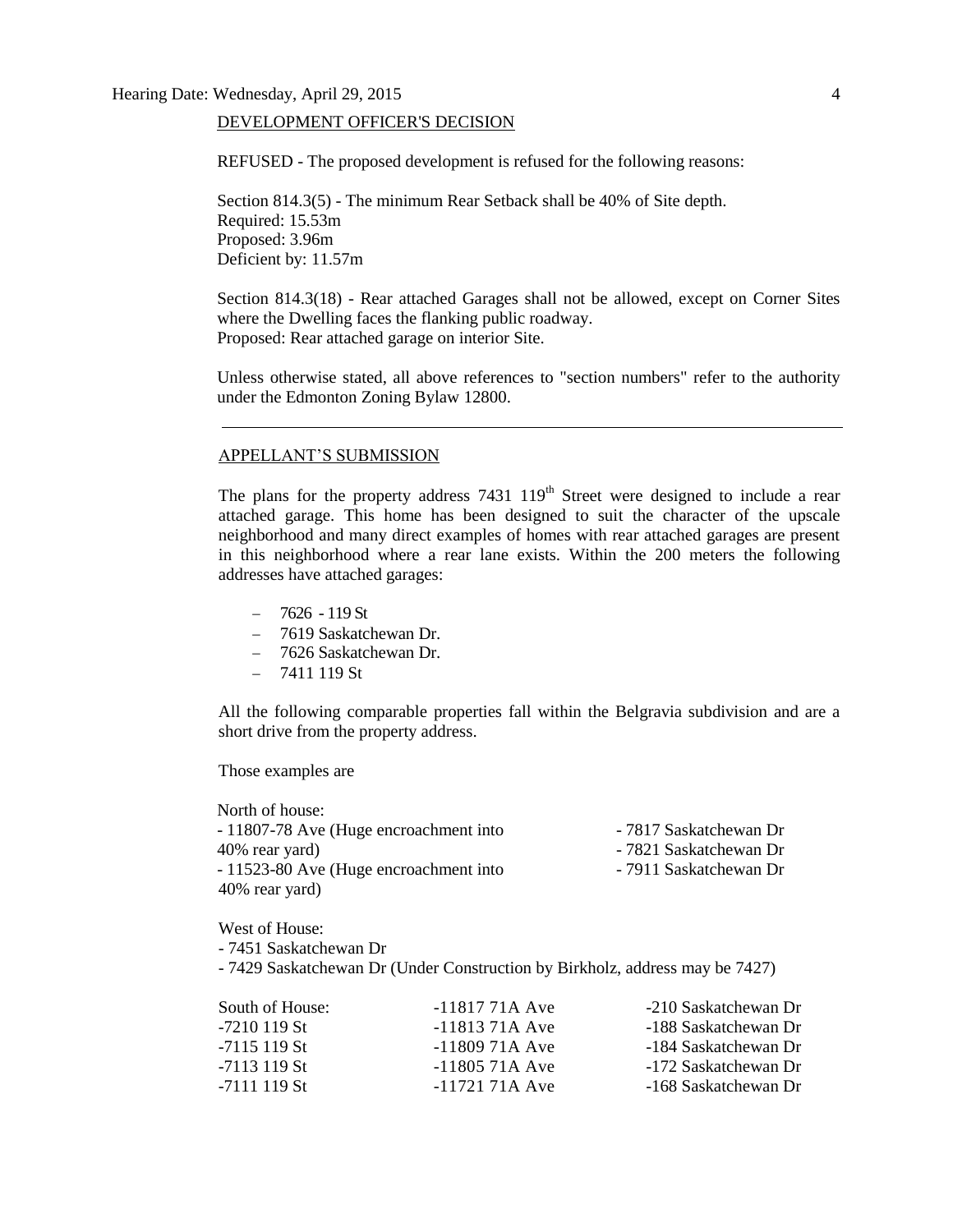DEVELOPMENT OFFICER'S DECISION

REFUSED - The proposed development is refused for the following reasons:

Section 814.3(5) - The minimum Rear Setback shall be 40% of Site depth.
Required: 15.53m
Proposed: 3.96m
Deficient by: 11.57m

Section 814.3(18) - Rear attached Garages shall not be allowed, except on Corner Sites where the Dwelling faces the flanking public roadway.
Proposed: Rear attached garage on interior Site.

Unless otherwise stated, all above references to "section numbers" refer to the authority under the Edmonton Zoning Bylaw 12800.

---

APPELLANT'S SUBMISSION

The plans for the property address 7431 119th Street were designed to include a rear attached garage. This home has been designed to suit the character of the upscale neighborhood and many direct examples of homes with rear attached garages are present in this neighborhood where a rear lane exists. Within the 200 meters the following addresses have attached garages:

- 7626 - 119 St
- 7619 Saskatchewan Dr.
- 7626 Saskatchewan Dr.
- 7411 119 St

All the following comparable properties fall within the Belgravia subdivision and are a short drive from the property address.

Those examples are

North of house:
- 11807-78 Ave (Huge encroachment into 40% rear yard)
- 11523-80 Ave (Huge encroachment into 40% rear yard)
- 7817 Saskatchewan Dr
- 7821 Saskatchewan Dr
- 7911 Saskatchewan Dr

West of House:
- 7451 Saskatchewan Dr
- 7429 Saskatchewan Dr (Under Construction by Birkholz, address may be 7427)

South of House:
- 7210 119 St
- 7115 119 St
- 7113 119 St
- 7111 119 St
- 11817 71A Ave
- 11813 71A Ave
- 11809 71A Ave
- 11805 71A Ave
- 11721 71A Ave
- 210 Saskatchewan Dr
- 188 Saskatchewan Dr
- 184 Saskatchewan Dr
- 172 Saskatchewan Dr
- 168 Saskatchewan Dr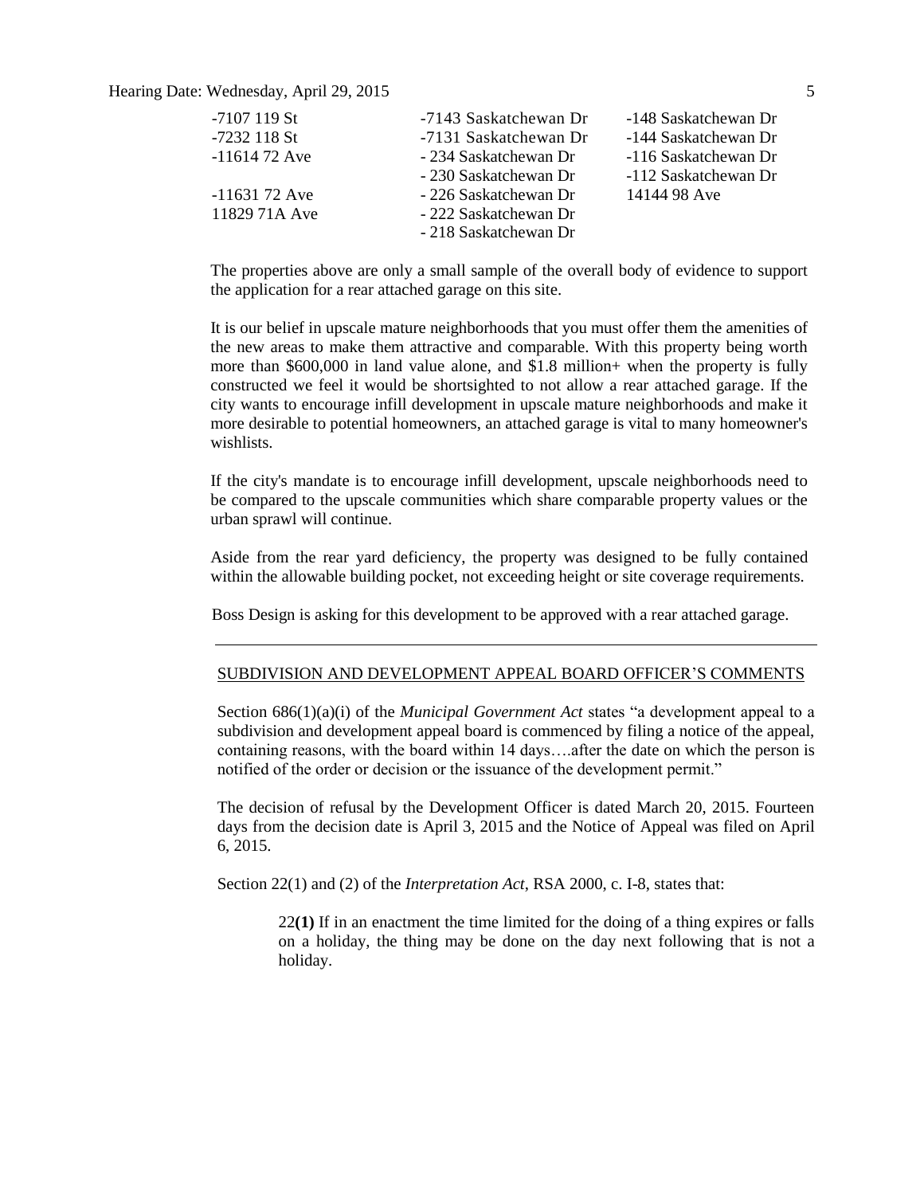| | | |
|---|---|---|
| -7107 119 St | -7143 Saskatchewan Dr | -148 Saskatchewan Dr |
| -7232 118 St | -7131 Saskatchewan Dr | -144 Saskatchewan Dr |
| -11614 72 Ave | - 234 Saskatchewan Dr | -116 Saskatchewan Dr |
| | - 230 Saskatchewan Dr | -112 Saskatchewan Dr |
| -11631 72 Ave | - 226 Saskatchewan Dr | 14144 98 Ave |
| 11829 71A Ave | - 222 Saskatchewan Dr | |
| | - 218 Saskatchewan Dr | |

The properties above are only a small sample of the overall body of evidence to support the application for a rear attached garage on this site.

It is our belief in upscale mature neighborhoods that you must offer them the amenities of the new areas to make them attractive and comparable. With this property being worth more than $600,000 in land value alone, and $1.8 million+ when the property is fully constructed we feel it would be shortsighted to not allow a rear attached garage. If the city wants to encourage infill development in upscale mature neighborhoods and make it more desirable to potential homeowners, an attached garage is vital to many homeowner's wishlists.

If the city's mandate is to encourage infill development, upscale neighborhoods need to be compared to the upscale communities which share comparable property values or the urban sprawl will continue.

Aside from the rear yard deficiency, the property was designed to be fully contained within the allowable building pocket, not exceeding height or site coverage requirements.

Boss Design is asking for this development to be approved with a rear attached garage.

---

## SUBDIVISION AND DEVELOPMENT APPEAL BOARD OFFICER'S COMMENTS

Section 686(1)(a)(i) of the *Municipal Government Act* states "a development appeal to a subdivision and development appeal board is commenced by filing a notice of the appeal, containing reasons, with the board within 14 days….after the date on which the person is notified of the order or decision or the issuance of the development permit."

The decision of refusal by the Development Officer is dated March 20, 2015. Fourteen days from the decision date is April 3, 2015 and the Notice of Appeal was filed on April 6, 2015.

Section 22(1) and (2) of the *Interpretation Act*, RSA 2000, c. I-8, states that:

> 22**(1)** If in an enactment the time limited for the doing of a thing expires or falls on a holiday, the thing may be done on the day next following that is not a holiday.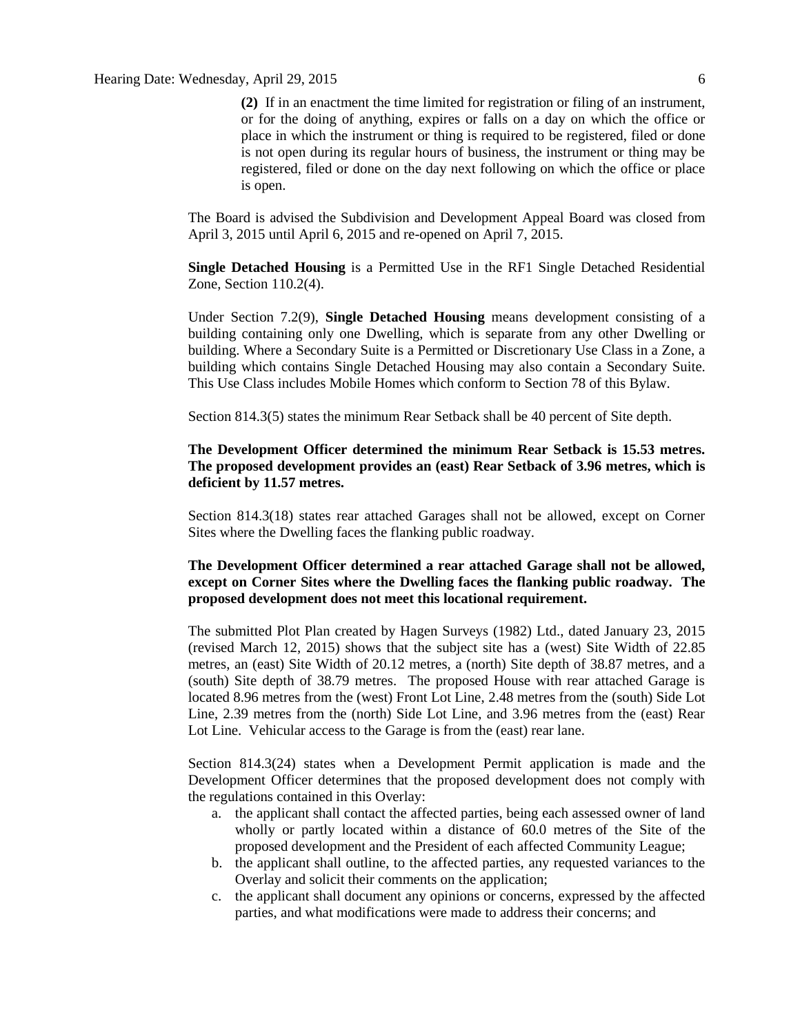**(2)** If in an enactment the time limited for registration or filing of an instrument, or for the doing of anything, expires or falls on a day on which the office or place in which the instrument or thing is required to be registered, filed or done is not open during its regular hours of business, the instrument or thing may be registered, filed or done on the day next following on which the office or place is open.

The Board is advised the Subdivision and Development Appeal Board was closed from April 3, 2015 until April 6, 2015 and re-opened on April 7, 2015.

**Single Detached Housing** is a Permitted Use in the RF1 Single Detached Residential Zone, Section 110.2(4).

Under Section 7.2(9), **Single Detached Housing** means development consisting of a building containing only one Dwelling, which is separate from any other Dwelling or building. Where a Secondary Suite is a Permitted or Discretionary Use Class in a Zone, a building which contains Single Detached Housing may also contain a Secondary Suite. This Use Class includes Mobile Homes which conform to Section 78 of this Bylaw.

Section 814.3(5) states the minimum Rear Setback shall be 40 percent of Site depth.

**The Development Officer determined the minimum Rear Setback is 15.53 metres. The proposed development provides an (east) Rear Setback of 3.96 metres, which is deficient by 11.57 metres.**

Section 814.3(18) states rear attached Garages shall not be allowed, except on Corner Sites where the Dwelling faces the flanking public roadway.

**The Development Officer determined a rear attached Garage shall not be allowed, except on Corner Sites where the Dwelling faces the flanking public roadway. The proposed development does not meet this locational requirement.**

The submitted Plot Plan created by Hagen Surveys (1982) Ltd., dated January 23, 2015 (revised March 12, 2015) shows that the subject site has a (west) Site Width of 22.85 metres, an (east) Site Width of 20.12 metres, a (north) Site depth of 38.87 metres, and a (south) Site depth of 38.79 metres. The proposed House with rear attached Garage is located 8.96 metres from the (west) Front Lot Line, 2.48 metres from the (south) Side Lot Line, 2.39 metres from the (north) Side Lot Line, and 3.96 metres from the (east) Rear Lot Line. Vehicular access to the Garage is from the (east) rear lane.

Section 814.3(24) states when a Development Permit application is made and the Development Officer determines that the proposed development does not comply with the regulations contained in this Overlay:

a. the applicant shall contact the affected parties, being each assessed owner of land wholly or partly located within a distance of 60.0 metres of the Site of the proposed development and the President of each affected Community League;
b. the applicant shall outline, to the affected parties, any requested variances to the Overlay and solicit their comments on the application;
c. the applicant shall document any opinions or concerns, expressed by the affected parties, and what modifications were made to address their concerns; and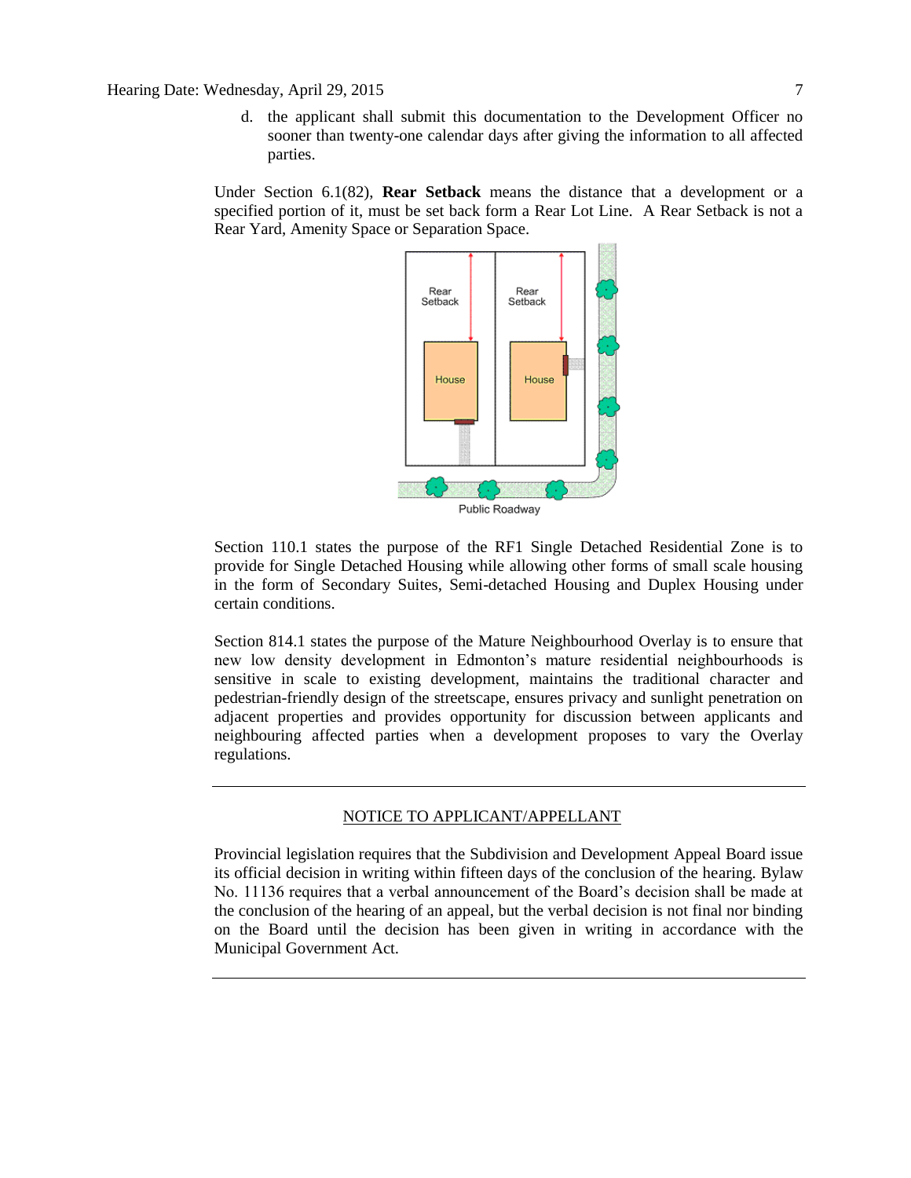d. the applicant shall submit this documentation to the Development Officer no sooner than twenty-one calendar days after giving the information to all affected parties.

Under Section 6.1(82), **Rear Setback** means the distance that a development or a specified portion of it, must be set back form a Rear Lot Line. A Rear Setback is not a Rear Yard, Amenity Space or Separation Space.

Section 110.1 states the purpose of the RF1 Single Detached Residential Zone is to provide for Single Detached Housing while allowing other forms of small scale housing in the form of Secondary Suites, Semi-detached Housing and Duplex Housing under certain conditions.

Section 814.1 states the purpose of the Mature Neighbourhood Overlay is to ensure that new low density development in Edmonton's mature residential neighbourhoods is sensitive in scale to existing development, maintains the traditional character and pedestrian-friendly design of the streetscape, ensures privacy and sunlight penetration on adjacent properties and provides opportunity for discussion between applicants and neighbouring affected parties when a development proposes to vary the Overlay regulations.

---

NOTICE TO APPLICANT/APPELLANT

Provincial legislation requires that the Subdivision and Development Appeal Board issue its official decision in writing within fifteen days of the conclusion of the hearing. Bylaw No. 11136 requires that a verbal announcement of the Board's decision shall be made at the conclusion of the hearing of an appeal, but the verbal decision is not final nor binding on the Board until the decision has been given in writing in accordance with the Municipal Government Act.

---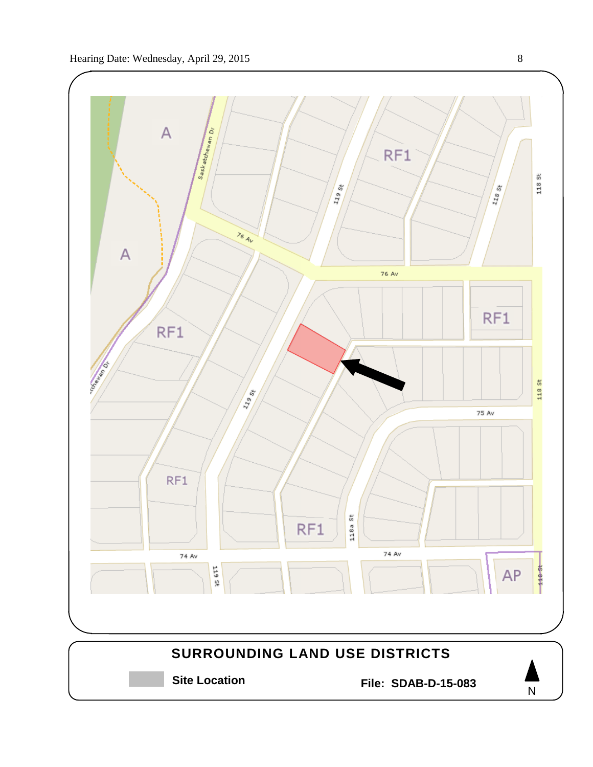A

A

RF1

RF1

RF1

RF1

RF1

AP

Saskatchewan Dr

76 Av

76 Av

119 St

118 St

118 St

75 Av

118a St

74 Av

74 Av

119 St

118 St

## SURROUNDING LAND USE DISTRICTS

**Site Location**

**File: SDAB-D-15-083**

N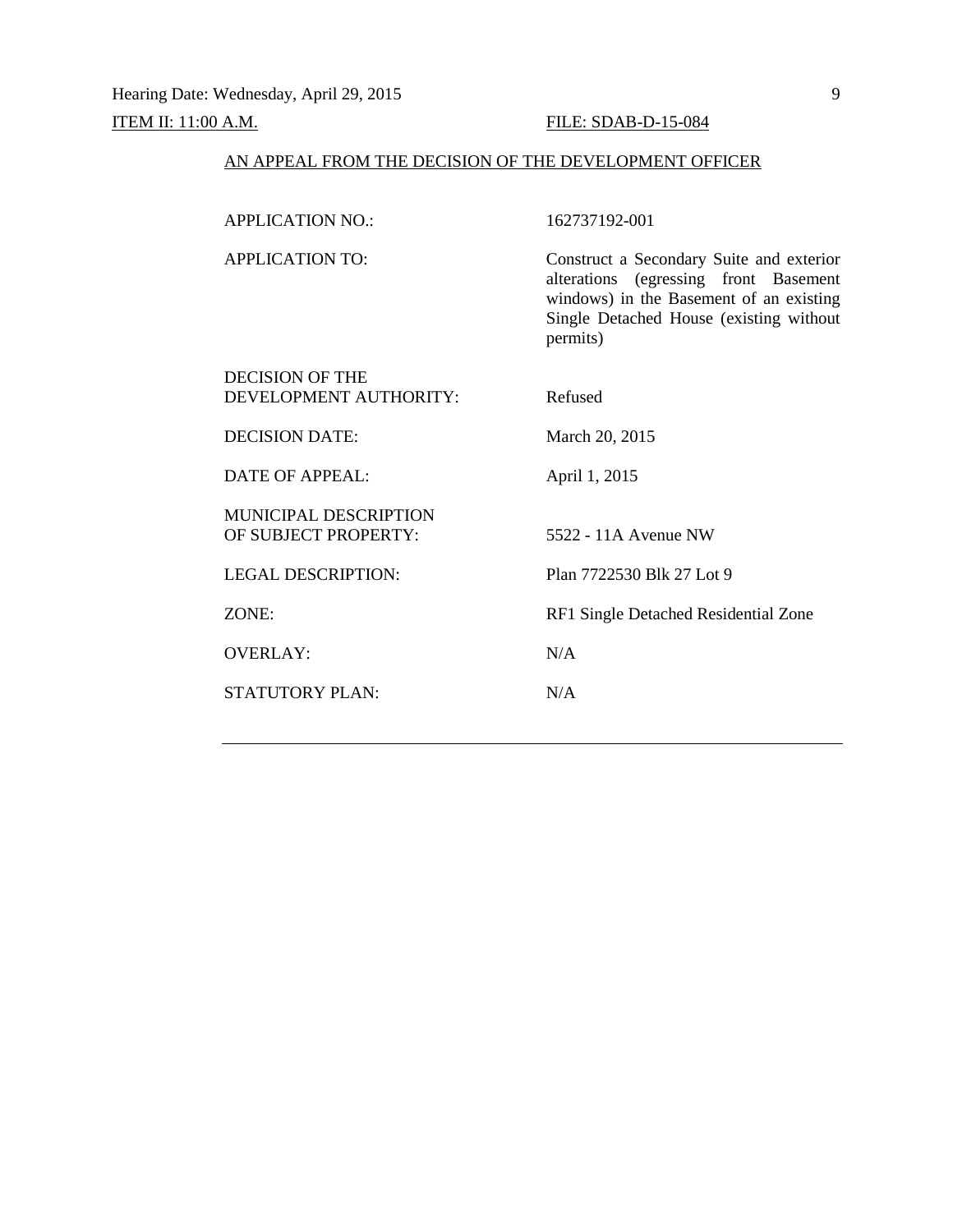Hearing Date: Wednesday, April 29, 2015

ITEM II: 11:00 A.M. FILE: SDAB-D-15-084

AN APPEAL FROM THE DECISION OF THE DEVELOPMENT OFFICER

| | |
|---|---|
| APPLICATION NO.: | 162737192-001 |
| APPLICATION TO: | Construct a Secondary Suite and exterior alterations (egressing front Basement windows) in the Basement of an existing Single Detached House (existing without permits) |
| DECISION OF THE DEVELOPMENT AUTHORITY: | Refused |
| DECISION DATE: | March 20, 2015 |
| DATE OF APPEAL: | April 1, 2015 |
| MUNICIPAL DESCRIPTION OF SUBJECT PROPERTY: | 5522 - 11A Avenue NW |
| LEGAL DESCRIPTION: | Plan 7722530 Blk 27 Lot 9 |
| ZONE: | RF1 Single Detached Residential Zone |
| OVERLAY: | N/A |
| STATUTORY PLAN: | N/A |

---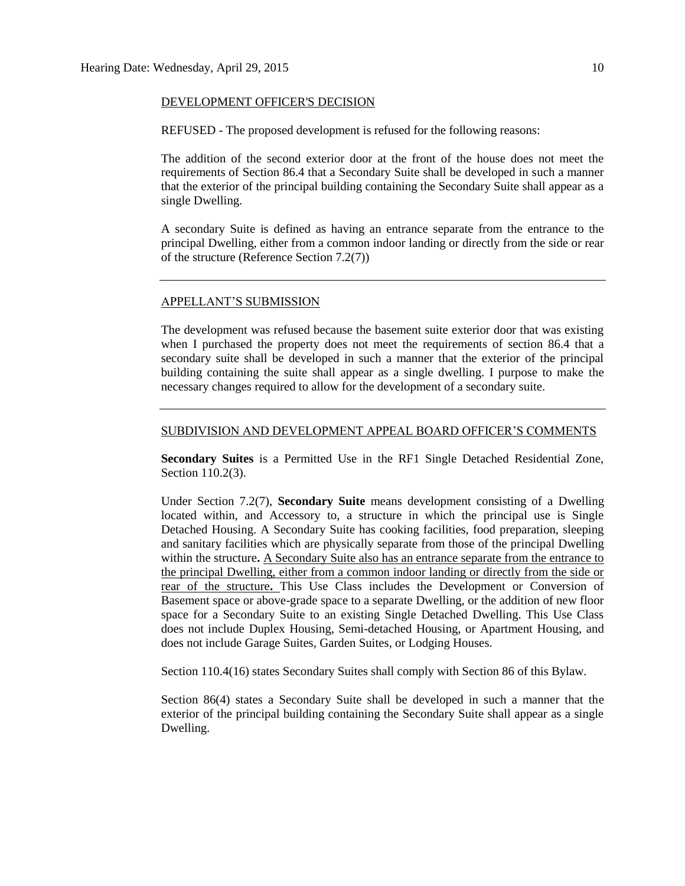DEVELOPMENT OFFICER'S DECISION

REFUSED - The proposed development is refused for the following reasons:

The addition of the second exterior door at the front of the house does not meet the requirements of Section 86.4 that a Secondary Suite shall be developed in such a manner that the exterior of the principal building containing the Secondary Suite shall appear as a single Dwelling.

A secondary Suite is defined as having an entrance separate from the entrance to the principal Dwelling, either from a common indoor landing or directly from the side or rear of the structure (Reference Section 7.2(7))

---

APPELLANT'S SUBMISSION

The development was refused because the basement suite exterior door that was existing when I purchased the property does not meet the requirements of section 86.4 that a secondary suite shall be developed in such a manner that the exterior of the principal building containing the suite shall appear as a single dwelling. I purpose to make the necessary changes required to allow for the development of a secondary suite.

---

SUBDIVISION AND DEVELOPMENT APPEAL BOARD OFFICER'S COMMENTS

**Secondary Suites** is a Permitted Use in the RF1 Single Detached Residential Zone, Section 110.2(3).

Under Section 7.2(7), **Secondary Suite** means development consisting of a Dwelling located within, and Accessory to, a structure in which the principal use is Single Detached Housing. A Secondary Suite has cooking facilities, food preparation, sleeping and sanitary facilities which are physically separate from those of the principal Dwelling within the structure**.** A Secondary Suite also has an entrance separate from the entrance to the principal Dwelling, either from a common indoor landing or directly from the side or rear of the structure**.** This Use Class includes the Development or Conversion of Basement space or above-grade space to a separate Dwelling, or the addition of new floor space for a Secondary Suite to an existing Single Detached Dwelling. This Use Class does not include Duplex Housing, Semi-detached Housing, or Apartment Housing, and does not include Garage Suites, Garden Suites, or Lodging Houses.

Section 110.4(16) states Secondary Suites shall comply with Section 86 of this Bylaw.

Section 86(4) states a Secondary Suite shall be developed in such a manner that the exterior of the principal building containing the Secondary Suite shall appear as a single Dwelling.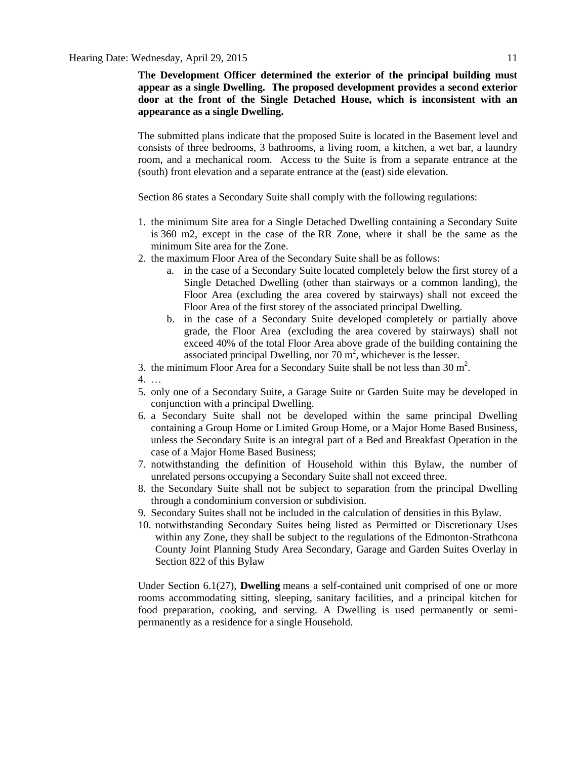**The Development Officer determined the exterior of the principal building must appear as a single Dwelling. The proposed development provides a second exterior door at the front of the Single Detached House, which is inconsistent with an appearance as a single Dwelling.**

The submitted plans indicate that the proposed Suite is located in the Basement level and consists of three bedrooms, 3 bathrooms, a living room, a kitchen, a wet bar, a laundry room, and a mechanical room. Access to the Suite is from a separate entrance at the (south) front elevation and a separate entrance at the (east) side elevation.

Section 86 states a Secondary Suite shall comply with the following regulations:

1. the minimum Site area for a Single Detached Dwelling containing a Secondary Suite is 360 m2, except in the case of the RR Zone, where it shall be the same as the minimum Site area for the Zone.
2. the maximum Floor Area of the Secondary Suite shall be as follows:
    a. in the case of a Secondary Suite located completely below the first storey of a Single Detached Dwelling (other than stairways or a common landing), the Floor Area (excluding the area covered by stairways) shall not exceed the Floor Area of the first storey of the associated principal Dwelling.
    b. in the case of a Secondary Suite developed completely or partially above grade, the Floor Area (excluding the area covered by stairways) shall not exceed 40% of the total Floor Area above grade of the building containing the associated principal Dwelling, nor 70 $m^2$, whichever is the lesser.
3. the minimum Floor Area for a Secondary Suite shall be not less than 30 $m^2$.
4. …
5. only one of a Secondary Suite, a Garage Suite or Garden Suite may be developed in conjunction with a principal Dwelling.
6. a Secondary Suite shall not be developed within the same principal Dwelling containing a Group Home or Limited Group Home, or a Major Home Based Business, unless the Secondary Suite is an integral part of a Bed and Breakfast Operation in the case of a Major Home Based Business;
7. notwithstanding the definition of Household within this Bylaw, the number of unrelated persons occupying a Secondary Suite shall not exceed three.
8. the Secondary Suite shall not be subject to separation from the principal Dwelling through a condominium conversion or subdivision.
9. Secondary Suites shall not be included in the calculation of densities in this Bylaw.
10. notwithstanding Secondary Suites being listed as Permitted or Discretionary Uses within any Zone, they shall be subject to the regulations of the Edmonton-Strathcona County Joint Planning Study Area Secondary, Garage and Garden Suites Overlay in Section 822 of this Bylaw

Under Section 6.1(27), **Dwelling** means a self-contained unit comprised of one or more rooms accommodating sitting, sleeping, sanitary facilities, and a principal kitchen for food preparation, cooking, and serving. A Dwelling is used permanently or semi-permanently as a residence for a single Household.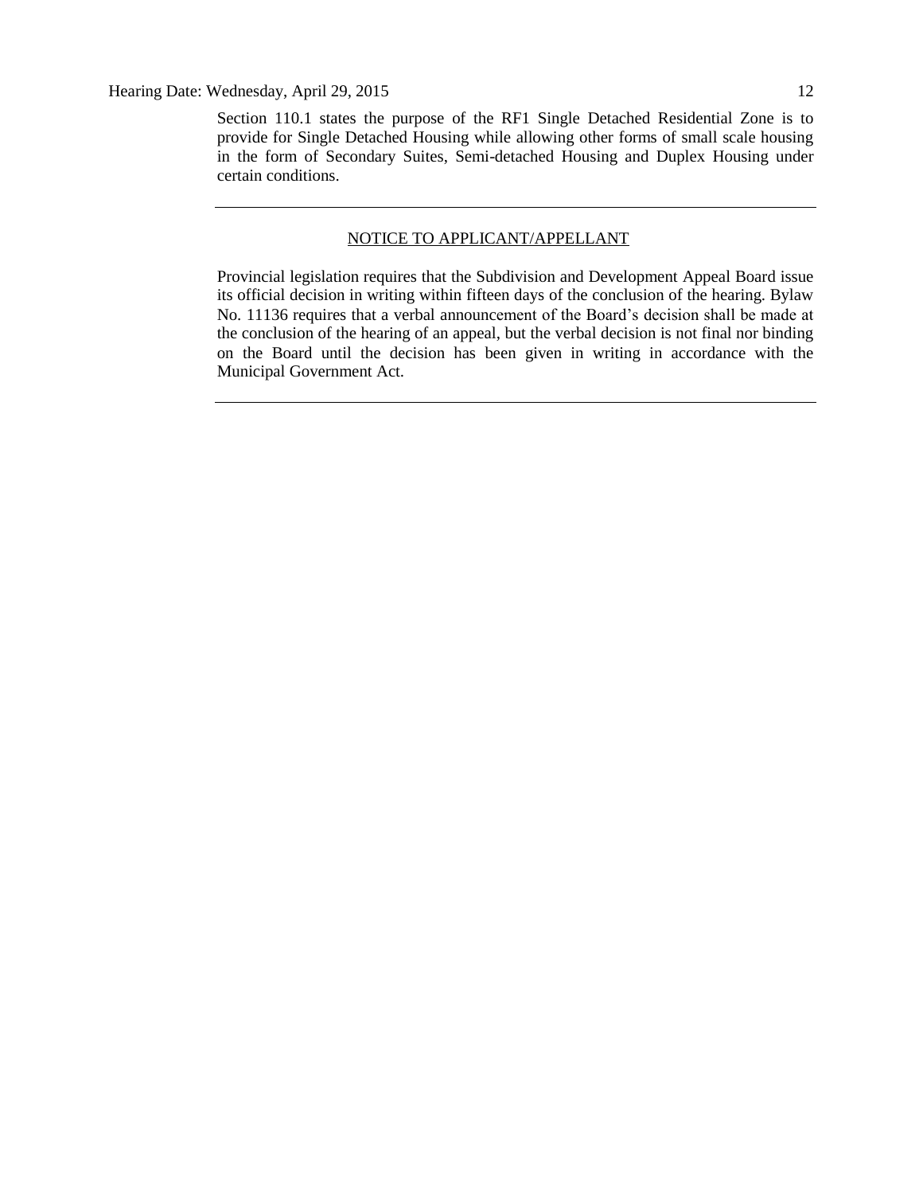Section 110.1 states the purpose of the RF1 Single Detached Residential Zone is to provide for Single Detached Housing while allowing other forms of small scale housing in the form of Secondary Suites, Semi-detached Housing and Duplex Housing under certain conditions.

---

## NOTICE TO APPLICANT/APPELLANT

Provincial legislation requires that the Subdivision and Development Appeal Board issue its official decision in writing within fifteen days of the conclusion of the hearing. Bylaw No. 11136 requires that a verbal announcement of the Board's decision shall be made at the conclusion of the hearing of an appeal, but the verbal decision is not final nor binding on the Board until the decision has been given in writing in accordance with the Municipal Government Act.

---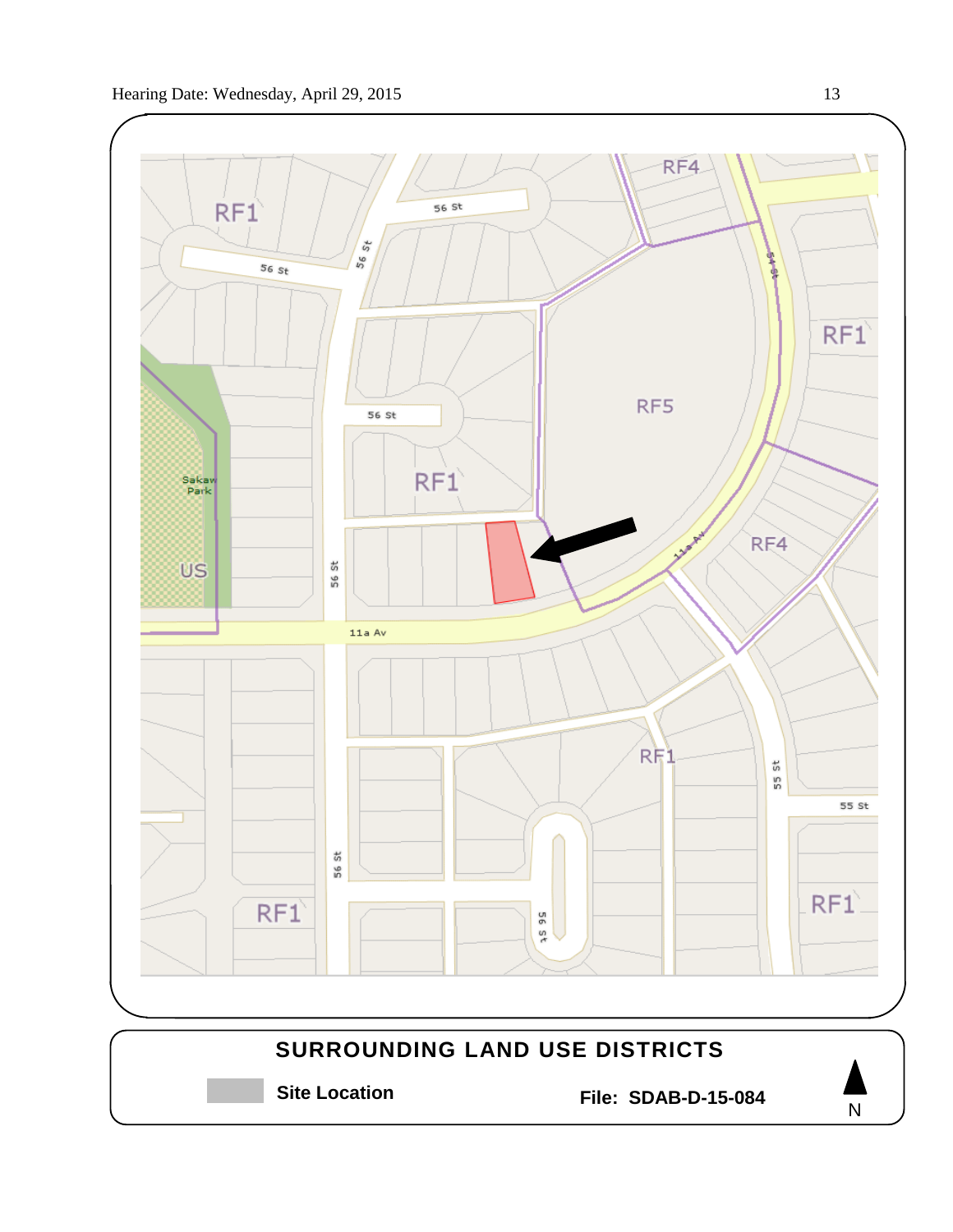RF4

RF1

56 St

56 St

56 St

54 St

RF1

RF5

56 St

RF1

Sakaw Park

US

56 St

11a Av

RF4

11a Av

RF1

55 St

55 St

56 St

56 St

RF1

RF1

## SURROUNDING LAND USE DISTRICTS

**Site Location** **File: SDAB-D-15-084** N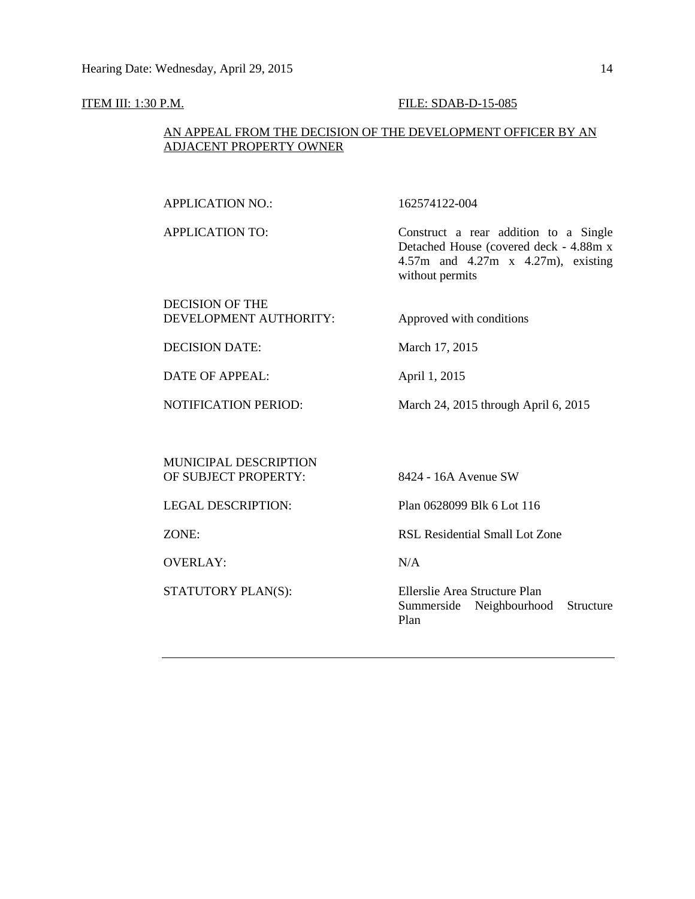ITEM III: 1:30 P.M. FILE: SDAB-D-15-085

AN APPEAL FROM THE DECISION OF THE DEVELOPMENT OFFICER BY AN ADJACENT PROPERTY OWNER

| | |
|---|---|
| APPLICATION NO.: | 162574122-004 |
| APPLICATION TO: | Construct a rear addition to a Single Detached House (covered deck - 4.88m x 4.57m and 4.27m x 4.27m), existing without permits |
| DECISION OF THE DEVELOPMENT AUTHORITY: | Approved with conditions |
| DECISION DATE: | March 17, 2015 |
| DATE OF APPEAL: | April 1, 2015 |
| NOTIFICATION PERIOD: | March 24, 2015 through April 6, 2015 |
| MUNICIPAL DESCRIPTION OF SUBJECT PROPERTY: | 8424 - 16A Avenue SW |
| LEGAL DESCRIPTION: | Plan 0628099 Blk 6 Lot 116 |
| ZONE: | RSL Residential Small Lot Zone |
| OVERLAY: | N/A |
| STATUTORY PLAN(S): | Ellerslie Area Structure Plan<br>Summerside Neighbourhood Structure Plan |

---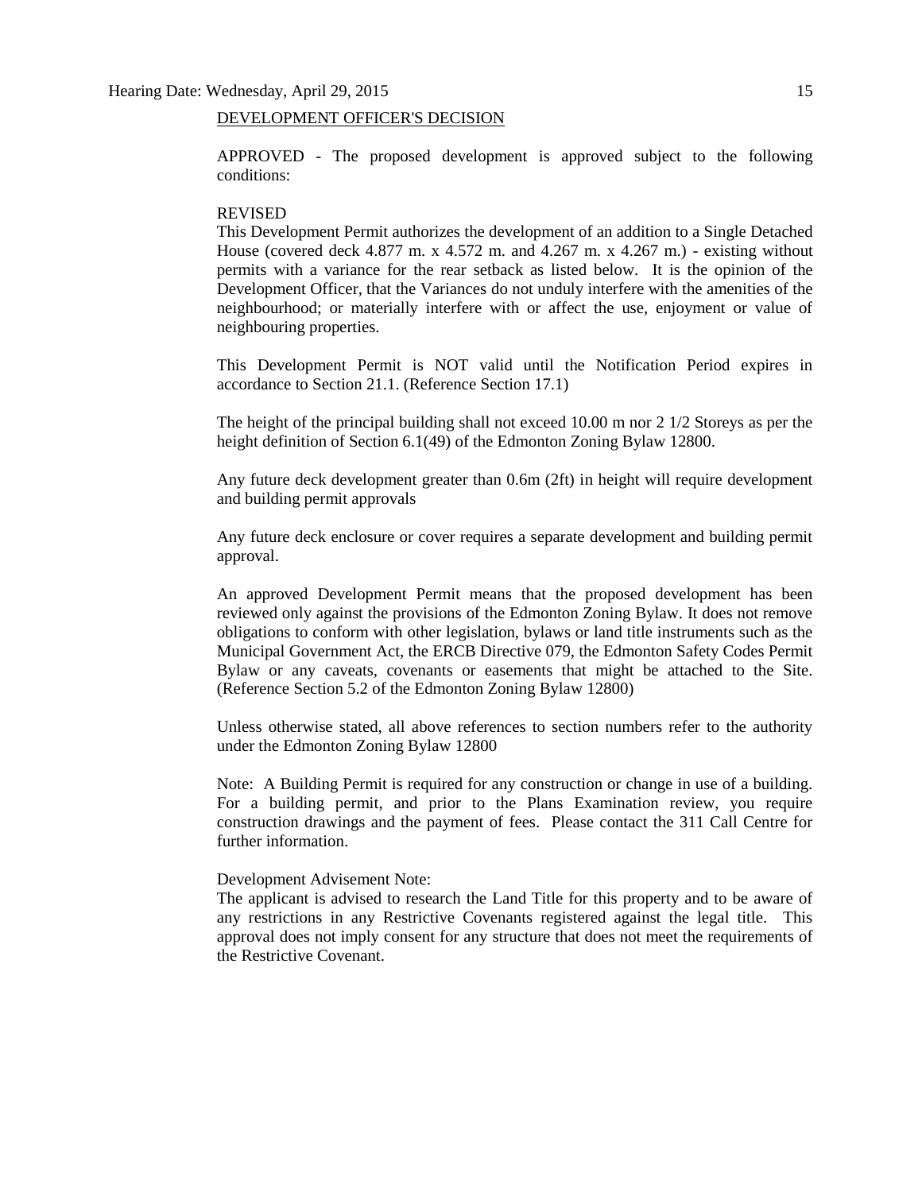DEVELOPMENT OFFICER'S DECISION

APPROVED - The proposed development is approved subject to the following conditions:

REVISED

This Development Permit authorizes the development of an addition to a Single Detached House (covered deck 4.877 m. x 4.572 m. and 4.267 m. x 4.267 m.) - existing without permits with a variance for the rear setback as listed below. It is the opinion of the Development Officer, that the Variances do not unduly interfere with the amenities of the neighbourhood; or materially interfere with or affect the use, enjoyment or value of neighbouring properties.

This Development Permit is NOT valid until the Notification Period expires in accordance to Section 21.1. (Reference Section 17.1)

The height of the principal building shall not exceed 10.00 m nor 2 1/2 Storeys as per the height definition of Section 6.1(49) of the Edmonton Zoning Bylaw 12800.

Any future deck development greater than 0.6m (2ft) in height will require development and building permit approvals

Any future deck enclosure or cover requires a separate development and building permit approval.

An approved Development Permit means that the proposed development has been reviewed only against the provisions of the Edmonton Zoning Bylaw. It does not remove obligations to conform with other legislation, bylaws or land title instruments such as the Municipal Government Act, the ERCB Directive 079, the Edmonton Safety Codes Permit Bylaw or any caveats, covenants or easements that might be attached to the Site. (Reference Section 5.2 of the Edmonton Zoning Bylaw 12800)

Unless otherwise stated, all above references to section numbers refer to the authority under the Edmonton Zoning Bylaw 12800

Note: A Building Permit is required for any construction or change in use of a building. For a building permit, and prior to the Plans Examination review, you require construction drawings and the payment of fees. Please contact the 311 Call Centre for further information.

Development Advisement Note:

The applicant is advised to research the Land Title for this property and to be aware of any restrictions in any Restrictive Covenants registered against the legal title. This approval does not imply consent for any structure that does not meet the requirements of the Restrictive Covenant.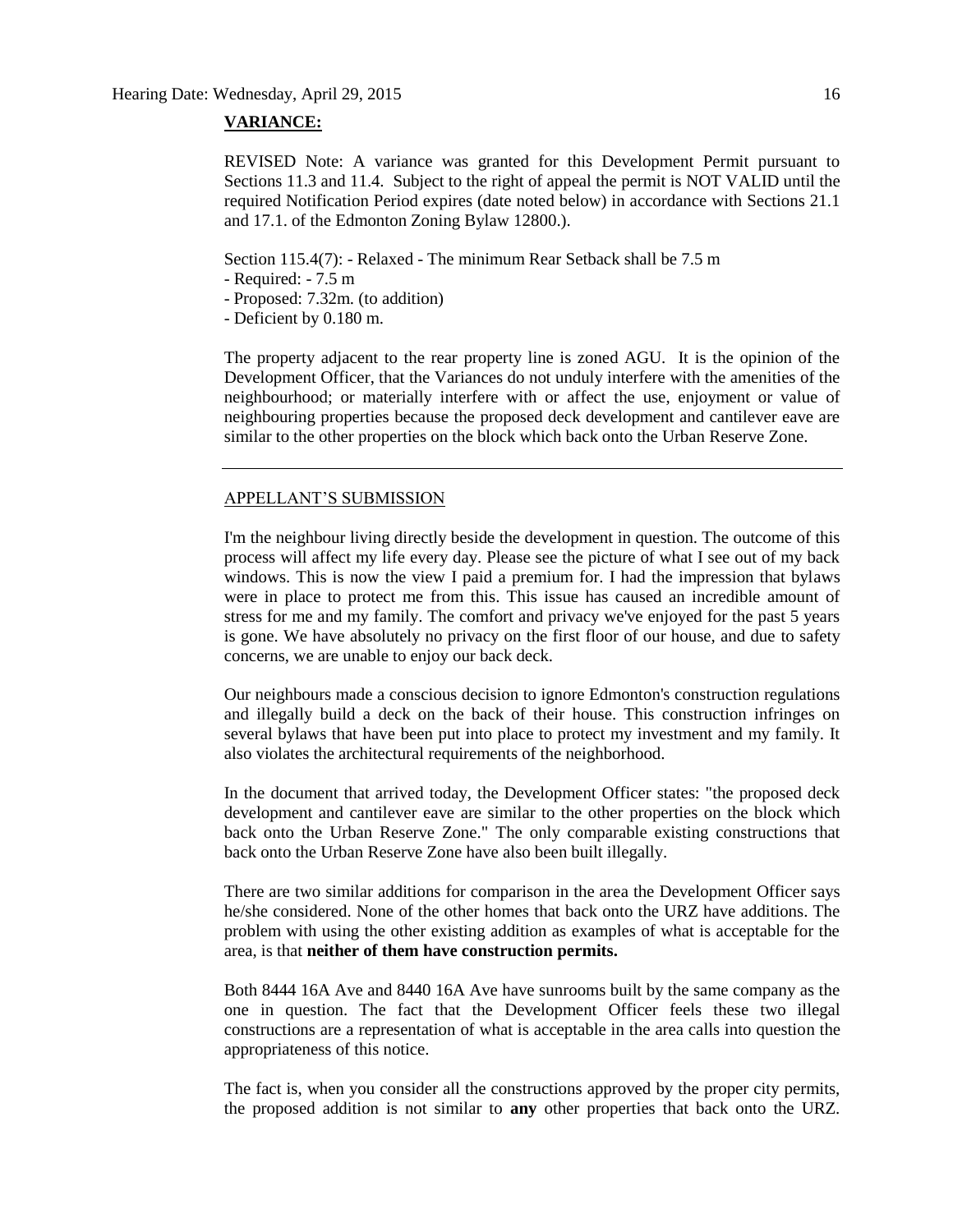**VARIANCE:**

REVISED Note: A variance was granted for this Development Permit pursuant to Sections 11.3 and 11.4. Subject to the right of appeal the permit is NOT VALID until the required Notification Period expires (date noted below) in accordance with Sections 21.1 and 17.1. of the Edmonton Zoning Bylaw 12800.).

Section 115.4(7): - Relaxed - The minimum Rear Setback shall be 7.5 m
- Required: - 7.5 m
- Proposed: 7.32m. (to addition)
- Deficient by 0.180 m.

The property adjacent to the rear property line is zoned AGU. It is the opinion of the Development Officer, that the Variances do not unduly interfere with the amenities of the neighbourhood; or materially interfere with or affect the use, enjoyment or value of neighbouring properties because the proposed deck development and cantilever eave are similar to the other properties on the block which back onto the Urban Reserve Zone.

---

APPELLANT'S SUBMISSION

I'm the neighbour living directly beside the development in question. The outcome of this process will affect my life every day. Please see the picture of what I see out of my back windows. This is now the view I paid a premium for. I had the impression that bylaws were in place to protect me from this. This issue has caused an incredible amount of stress for me and my family. The comfort and privacy we've enjoyed for the past 5 years is gone. We have absolutely no privacy on the first floor of our house, and due to safety concerns, we are unable to enjoy our back deck.

Our neighbours made a conscious decision to ignore Edmonton's construction regulations and illegally build a deck on the back of their house. This construction infringes on several bylaws that have been put into place to protect my investment and my family. It also violates the architectural requirements of the neighborhood.

In the document that arrived today, the Development Officer states: "the proposed deck development and cantilever eave are similar to the other properties on the block which back onto the Urban Reserve Zone." The only comparable existing constructions that back onto the Urban Reserve Zone have also been built illegally.

There are two similar additions for comparison in the area the Development Officer says he/she considered. None of the other homes that back onto the URZ have additions. The problem with using the other existing addition as examples of what is acceptable for the area, is that **neither of them have construction permits.**

Both 8444 16A Ave and 8440 16A Ave have sunrooms built by the same company as the one in question. The fact that the Development Officer feels these two illegal constructions are a representation of what is acceptable in the area calls into question the appropriateness of this notice.

The fact is, when you consider all the constructions approved by the proper city permits, the proposed addition is not similar to **any** other properties that back onto the URZ.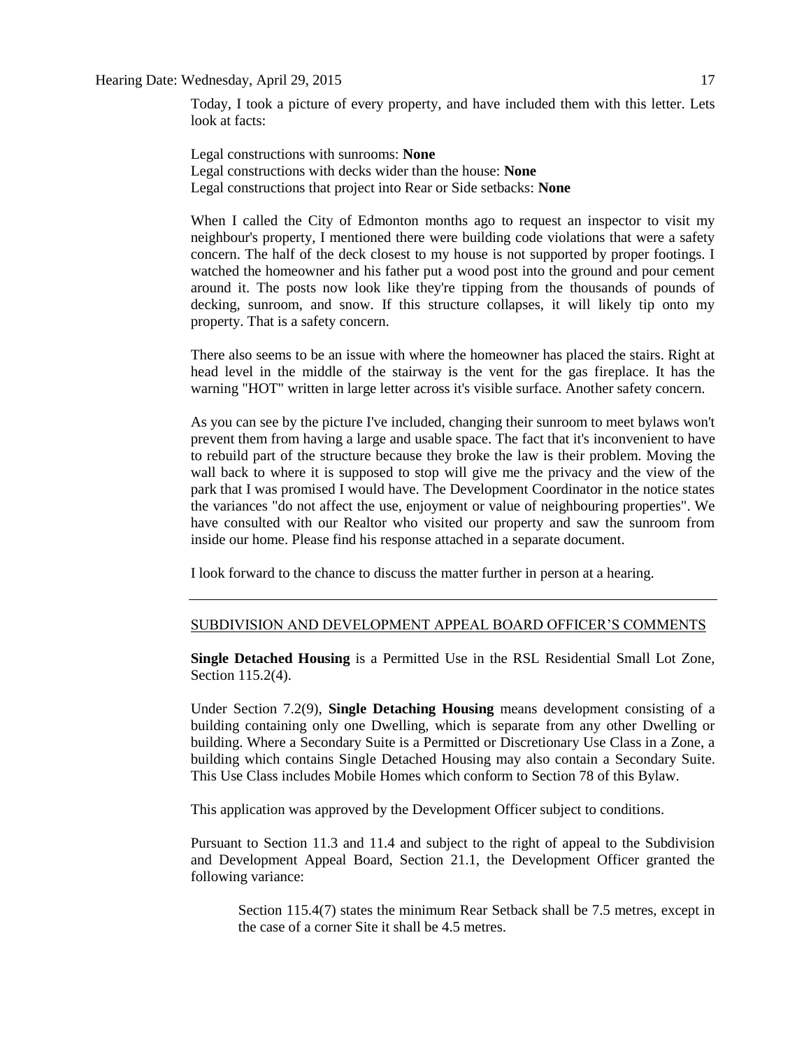Today, I took a picture of every property, and have included them with this letter. Lets look at facts:

Legal constructions with sunrooms: **None**
Legal constructions with decks wider than the house: **None**
Legal constructions that project into Rear or Side setbacks: **None**

When I called the City of Edmonton months ago to request an inspector to visit my neighbour's property, I mentioned there were building code violations that were a safety concern. The half of the deck closest to my house is not supported by proper footings. I watched the homeowner and his father put a wood post into the ground and pour cement around it. The posts now look like they're tipping from the thousands of pounds of decking, sunroom, and snow. If this structure collapses, it will likely tip onto my property. That is a safety concern.

There also seems to be an issue with where the homeowner has placed the stairs. Right at head level in the middle of the stairway is the vent for the gas fireplace. It has the warning "HOT" written in large letter across it's visible surface. Another safety concern.

As you can see by the picture I've included, changing their sunroom to meet bylaws won't prevent them from having a large and usable space. The fact that it's inconvenient to have to rebuild part of the structure because they broke the law is their problem. Moving the wall back to where it is supposed to stop will give me the privacy and the view of the park that I was promised I would have. The Development Coordinator in the notice states the variances "do not affect the use, enjoyment or value of neighbouring properties". We have consulted with our Realtor who visited our property and saw the sunroom from inside our home. Please find his response attached in a separate document.

I look forward to the chance to discuss the matter further in person at a hearing.

---

SUBDIVISION AND DEVELOPMENT APPEAL BOARD OFFICER'S COMMENTS

**Single Detached Housing** is a Permitted Use in the RSL Residential Small Lot Zone, Section 115.2(4).

Under Section 7.2(9), **Single Detaching Housing** means development consisting of a building containing only one Dwelling, which is separate from any other Dwelling or building. Where a Secondary Suite is a Permitted or Discretionary Use Class in a Zone, a building which contains Single Detached Housing may also contain a Secondary Suite. This Use Class includes Mobile Homes which conform to Section 78 of this Bylaw.

This application was approved by the Development Officer subject to conditions.

Pursuant to Section 11.3 and 11.4 and subject to the right of appeal to the Subdivision and Development Appeal Board, Section 21.1, the Development Officer granted the following variance:

> Section 115.4(7) states the minimum Rear Setback shall be 7.5 metres, except in the case of a corner Site it shall be 4.5 metres.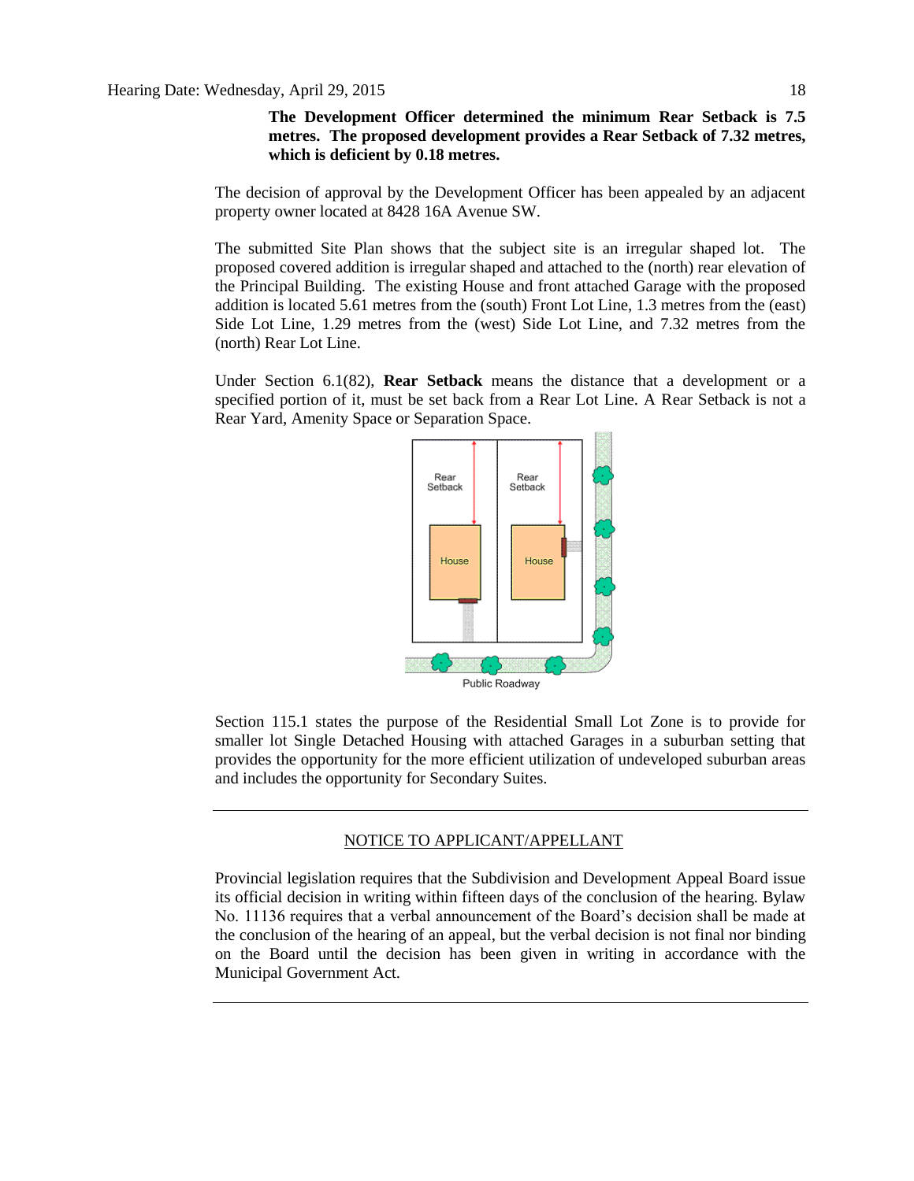**The Development Officer determined the minimum Rear Setback is 7.5 metres. The proposed development provides a Rear Setback of 7.32 metres, which is deficient by 0.18 metres.**

The decision of approval by the Development Officer has been appealed by an adjacent property owner located at 8428 16A Avenue SW.

The submitted Site Plan shows that the subject site is an irregular shaped lot. The proposed covered addition is irregular shaped and attached to the (north) rear elevation of the Principal Building. The existing House and front attached Garage with the proposed addition is located 5.61 metres from the (south) Front Lot Line, 1.3 metres from the (east) Side Lot Line, 1.29 metres from the (west) Side Lot Line, and 7.32 metres from the (north) Rear Lot Line.

Under Section 6.1(82), **Rear Setback** means the distance that a development or a specified portion of it, must be set back from a Rear Lot Line. A Rear Setback is not a Rear Yard, Amenity Space or Separation Space.

Rear Setback

Rear Setback

House

House

Public Roadway

Section 115.1 states the purpose of the Residential Small Lot Zone is to provide for smaller lot Single Detached Housing with attached Garages in a suburban setting that provides the opportunity for the more efficient utilization of undeveloped suburban areas and includes the opportunity for Secondary Suites.

---

NOTICE TO APPLICANT/APPELLANT

Provincial legislation requires that the Subdivision and Development Appeal Board issue its official decision in writing within fifteen days of the conclusion of the hearing. Bylaw No. 11136 requires that a verbal announcement of the Board's decision shall be made at the conclusion of the hearing of an appeal, but the verbal decision is not final nor binding on the Board until the decision has been given in writing in accordance with the Municipal Government Act.

---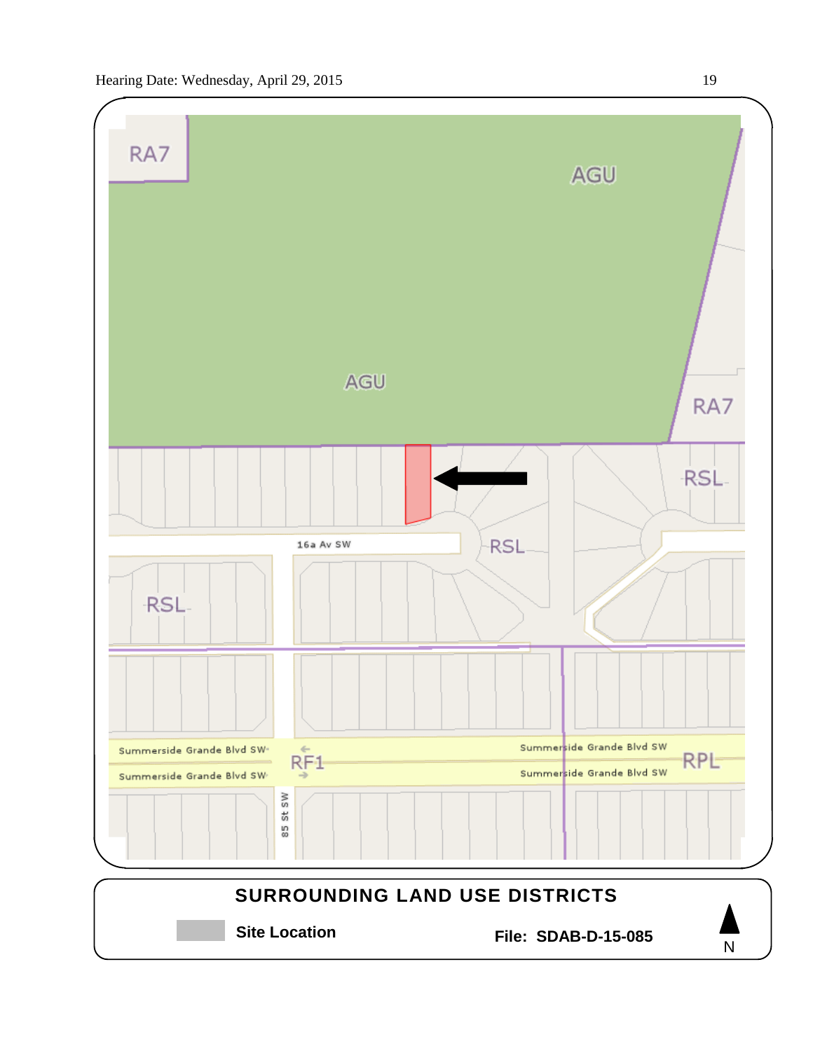RA7

AGU

AGU

RA7

RSL

16a Av SW

RSL

RSL

Summerside Grande Blvd SW

Summerside Grande Blvd SW

RF1

Summerside Grande Blvd SW

Summerside Grande Blvd SW

RPL

85 St SW

**SURROUNDING LAND USE DISTRICTS**

**Site Location**

**File: SDAB-D-15-085**

N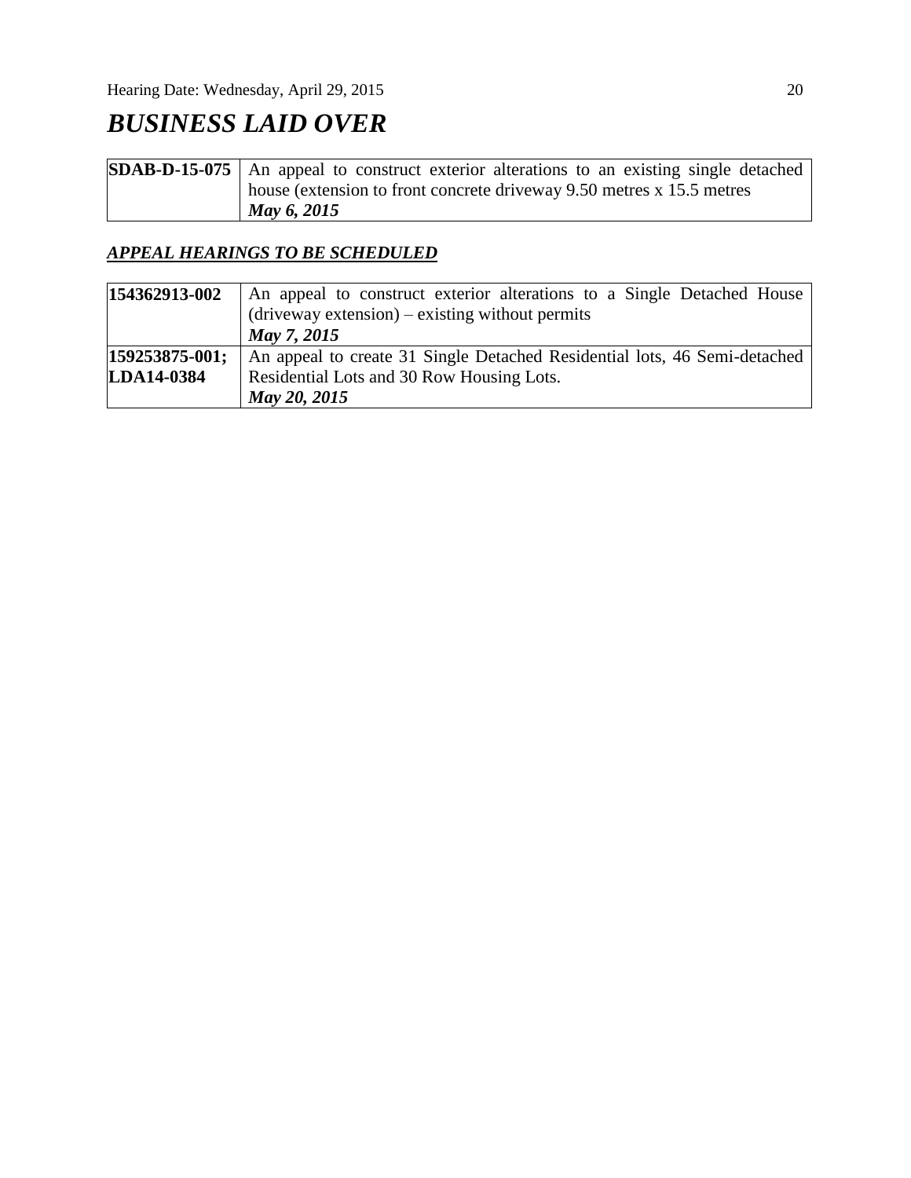# *BUSINESS LAID OVER*

| | |
|---|---|
| **SDAB-D-15-075** | An appeal to construct exterior alterations to an existing single detached house (extension to front concrete driveway 9.50 metres x 15.5 metres<br>***May 6, 2015*** |

## ***APPEAL HEARINGS TO BE SCHEDULED***

| | |
|---|---|
| **154362913-002** | An appeal to construct exterior alterations to a Single Detached House (driveway extension) – existing without permits<br>***May 7, 2015*** |
| **159253875-001; LDA14-0384** | An appeal to create 31 Single Detached Residential lots, 46 Semi-detached Residential Lots and 30 Row Housing Lots.<br>***May 20, 2015*** |